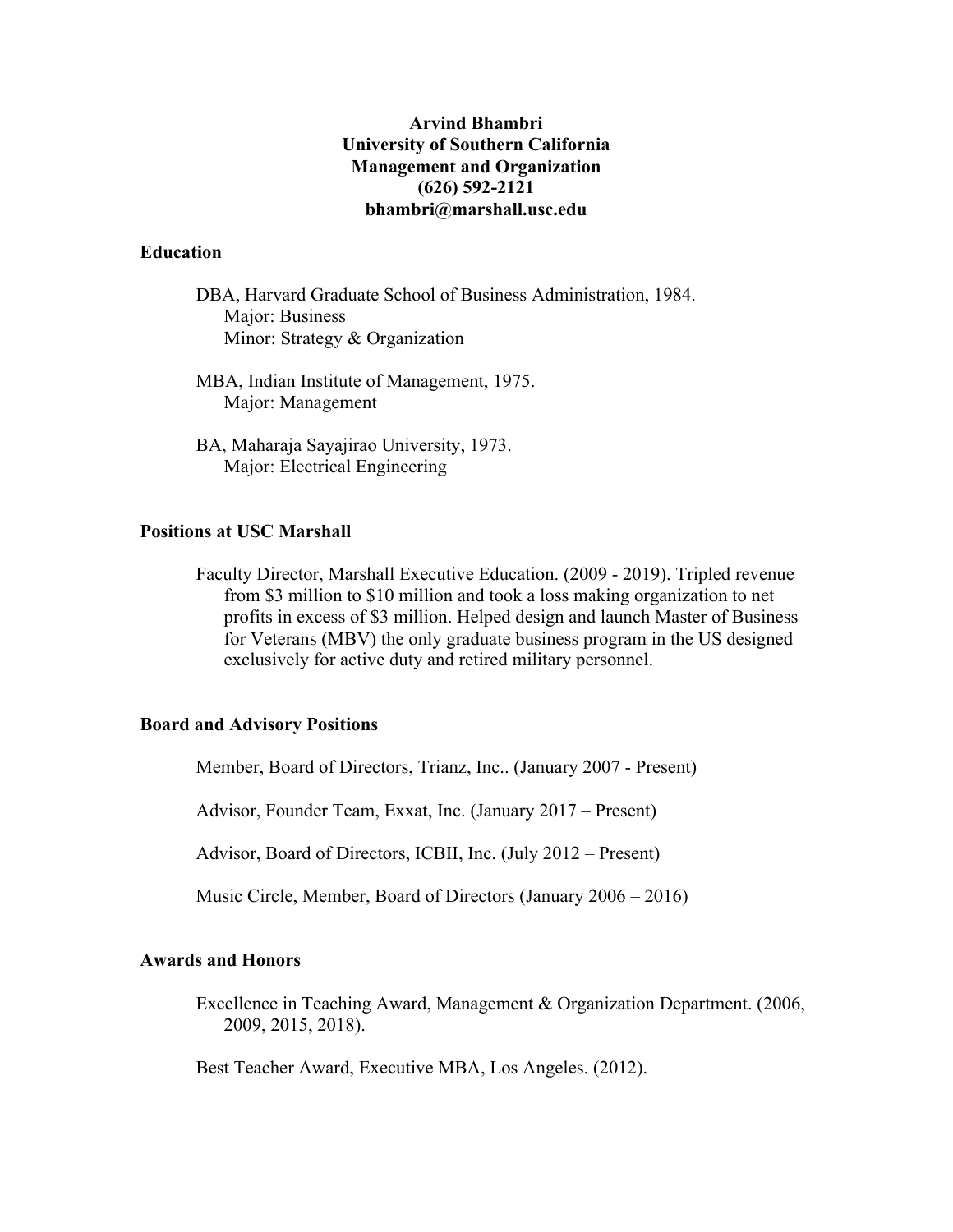**Arvind Bhambri**
**University of Southern California**
**Management and Organization**
**(626) 592-2121**
**bhambri@marshall.usc.edu**

## Education

DBA, Harvard Graduate School of Business Administration, 1984.
Major: Business
Minor: Strategy & Organization

MBA, Indian Institute of Management, 1975.
Major: Management

BA, Maharaja Sayajirao University, 1973.
Major: Electrical Engineering

## Positions at USC Marshall

Faculty Director, Marshall Executive Education. (2009 - 2019). Tripled revenue from $3 million to $10 million and took a loss making organization to net profits in excess of $3 million. Helped design and launch Master of Business for Veterans (MBV) the only graduate business program in the US designed exclusively for active duty and retired military personnel.

## Board and Advisory Positions

Member, Board of Directors, Trianz, Inc.. (January 2007 - Present)

Advisor, Founder Team, Exxat, Inc. (January 2017 – Present)

Advisor, Board of Directors, ICBII, Inc. (July 2012 – Present)

Music Circle, Member, Board of Directors (January 2006 – 2016)

## Awards and Honors

Excellence in Teaching Award, Management & Organization Department. (2006, 2009, 2015, 2018).

Best Teacher Award, Executive MBA, Los Angeles. (2012).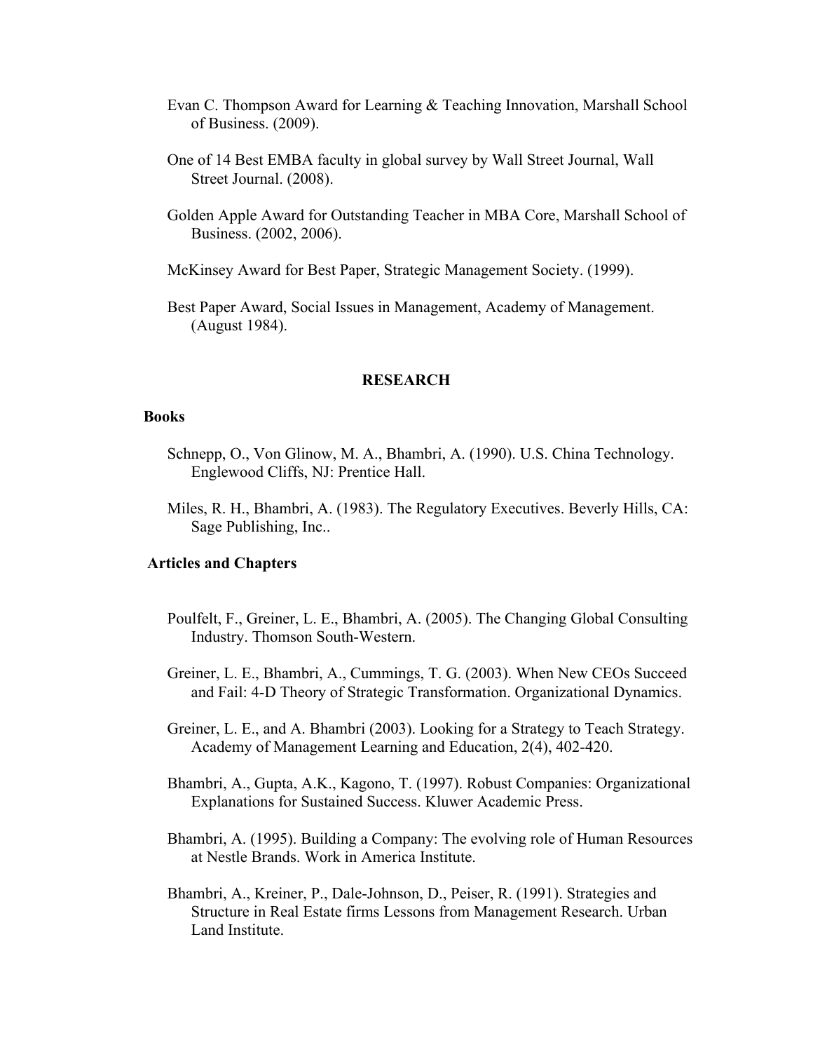Evan C. Thompson Award for Learning & Teaching Innovation, Marshall School of Business. (2009).

One of 14 Best EMBA faculty in global survey by Wall Street Journal, Wall Street Journal. (2008).

Golden Apple Award for Outstanding Teacher in MBA Core, Marshall School of Business. (2002, 2006).

McKinsey Award for Best Paper, Strategic Management Society. (1999).

Best Paper Award, Social Issues in Management, Academy of Management. (August 1984).

## RESEARCH

### Books

Schnepp, O., Von Glinow, M. A., Bhambri, A. (1990). U.S. China Technology. Englewood Cliffs, NJ: Prentice Hall.

Miles, R. H., Bhambri, A. (1983). The Regulatory Executives. Beverly Hills, CA: Sage Publishing, Inc..

### Articles and Chapters

Poulfelt, F., Greiner, L. E., Bhambri, A. (2005). The Changing Global Consulting Industry. Thomson South-Western.

Greiner, L. E., Bhambri, A., Cummings, T. G. (2003). When New CEOs Succeed and Fail: 4-D Theory of Strategic Transformation. Organizational Dynamics.

Greiner, L. E., and A. Bhambri (2003). Looking for a Strategy to Teach Strategy. Academy of Management Learning and Education, 2(4), 402-420.

Bhambri, A., Gupta, A.K., Kagono, T. (1997). Robust Companies: Organizational Explanations for Sustained Success. Kluwer Academic Press.

Bhambri, A. (1995). Building a Company: The evolving role of Human Resources at Nestle Brands. Work in America Institute.

Bhambri, A., Kreiner, P., Dale-Johnson, D., Peiser, R. (1991). Strategies and Structure in Real Estate firms Lessons from Management Research. Urban Land Institute.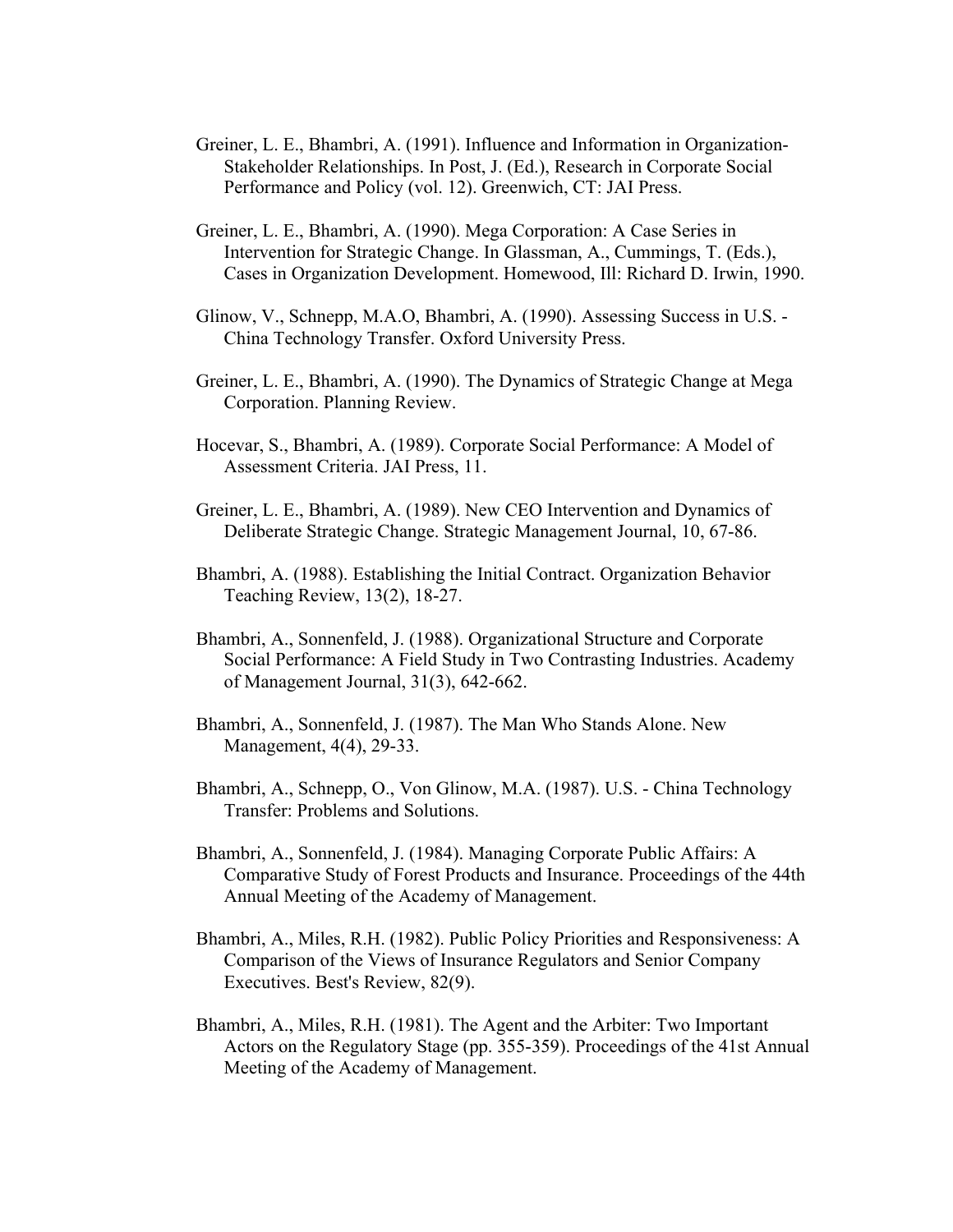Greiner, L. E., Bhambri, A. (1991). Influence and Information in Organization-Stakeholder Relationships. In Post, J. (Ed.), Research in Corporate Social Performance and Policy (vol. 12). Greenwich, CT: JAI Press.

Greiner, L. E., Bhambri, A. (1990). Mega Corporation: A Case Series in Intervention for Strategic Change. In Glassman, A., Cummings, T. (Eds.), Cases in Organization Development. Homewood, Ill: Richard D. Irwin, 1990.

Glinow, V., Schnepp, M.A.O, Bhambri, A. (1990). Assessing Success in U.S. - China Technology Transfer. Oxford University Press.

Greiner, L. E., Bhambri, A. (1990). The Dynamics of Strategic Change at Mega Corporation. Planning Review.

Hocevar, S., Bhambri, A. (1989). Corporate Social Performance: A Model of Assessment Criteria. JAI Press, 11.

Greiner, L. E., Bhambri, A. (1989). New CEO Intervention and Dynamics of Deliberate Strategic Change. Strategic Management Journal, 10, 67-86.

Bhambri, A. (1988). Establishing the Initial Contract. Organization Behavior Teaching Review, 13(2), 18-27.

Bhambri, A., Sonnenfeld, J. (1988). Organizational Structure and Corporate Social Performance: A Field Study in Two Contrasting Industries. Academy of Management Journal, 31(3), 642-662.

Bhambri, A., Sonnenfeld, J. (1987). The Man Who Stands Alone. New Management, 4(4), 29-33.

Bhambri, A., Schnepp, O., Von Glinow, M.A. (1987). U.S. - China Technology Transfer: Problems and Solutions.

Bhambri, A., Sonnenfeld, J. (1984). Managing Corporate Public Affairs: A Comparative Study of Forest Products and Insurance. Proceedings of the 44th Annual Meeting of the Academy of Management.

Bhambri, A., Miles, R.H. (1982). Public Policy Priorities and Responsiveness: A Comparison of the Views of Insurance Regulators and Senior Company Executives. Best's Review, 82(9).

Bhambri, A., Miles, R.H. (1981). The Agent and the Arbiter: Two Important Actors on the Regulatory Stage (pp. 355-359). Proceedings of the 41st Annual Meeting of the Academy of Management.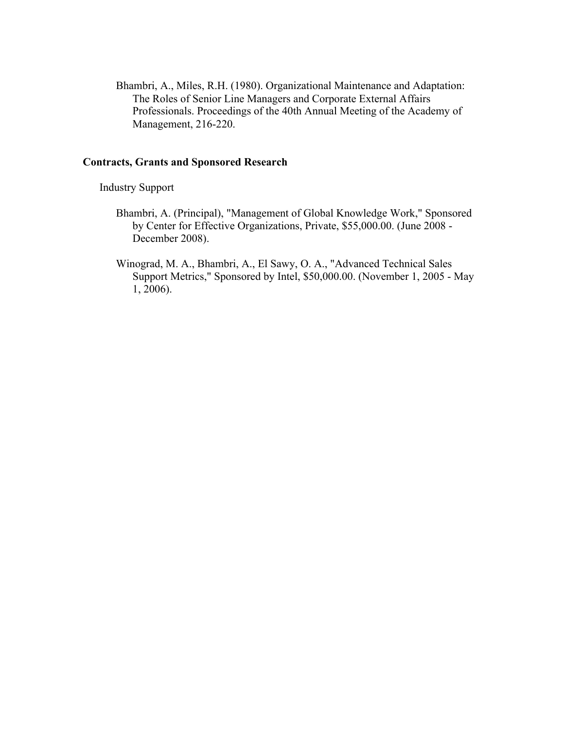Bhambri, A., Miles, R.H. (1980). Organizational Maintenance and Adaptation: The Roles of Senior Line Managers and Corporate External Affairs Professionals. Proceedings of the 40th Annual Meeting of the Academy of Management, 216-220.

**Contracts, Grants and Sponsored Research**

Industry Support

Bhambri, A. (Principal), "Management of Global Knowledge Work," Sponsored by Center for Effective Organizations, Private, $55,000.00. (June 2008 - December 2008).

Winograd, M. A., Bhambri, A., El Sawy, O. A., "Advanced Technical Sales Support Metrics," Sponsored by Intel, $50,000.00. (November 1, 2005 - May 1, 2006).